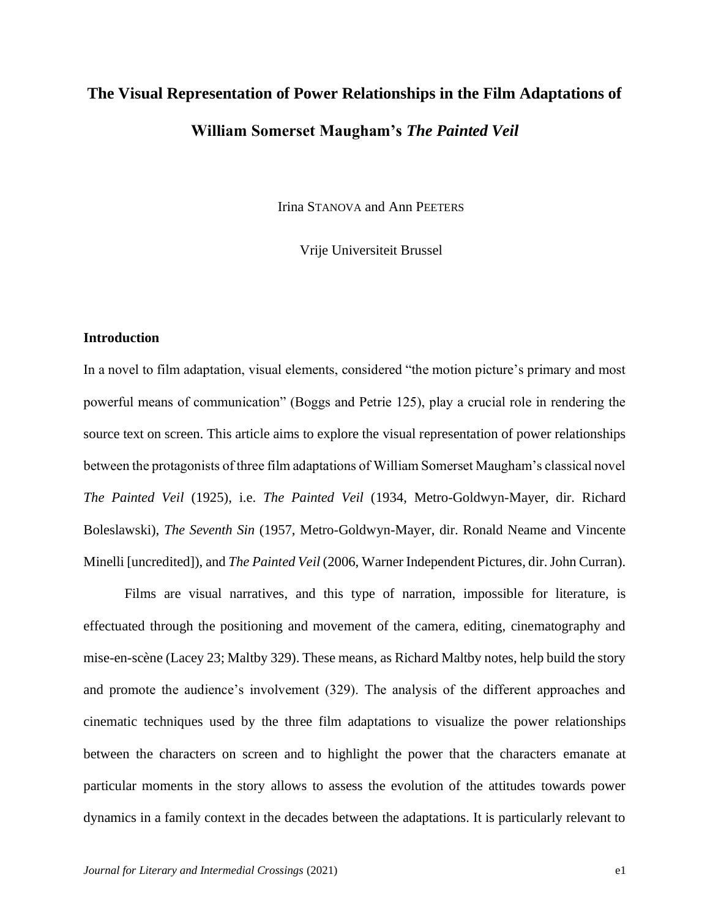# The Visual Representation of Power Relationships in the Film Adaptations of William Somerset Maugham's *The Painted Veil*

Irina STANOVA and Ann PEETERS

Vrije Universiteit Brussel

## Introduction

In a novel to film adaptation, visual elements, considered "the motion picture's primary and most powerful means of communication" (Boggs and Petrie 125), play a crucial role in rendering the source text on screen. This article aims to explore the visual representation of power relationships between the protagonists of three film adaptations of William Somerset Maugham's classical novel *The Painted Veil* (1925), i.e. *The Painted Veil* (1934, Metro-Goldwyn-Mayer, dir. Richard Boleslawski), *The Seventh Sin* (1957, Metro-Goldwyn-Mayer, dir. Ronald Neame and Vincente Minelli [uncredited]), and *The Painted Veil* (2006, Warner Independent Pictures, dir. John Curran).

Films are visual narratives, and this type of narration, impossible for literature, is effectuated through the positioning and movement of the camera, editing, cinematography and mise-en-scène (Lacey 23; Maltby 329). These means, as Richard Maltby notes, help build the story and promote the audience's involvement (329). The analysis of the different approaches and cinematic techniques used by the three film adaptations to visualize the power relationships between the characters on screen and to highlight the power that the characters emanate at particular moments in the story allows to assess the evolution of the attitudes towards power dynamics in a family context in the decades between the adaptations. It is particularly relevant to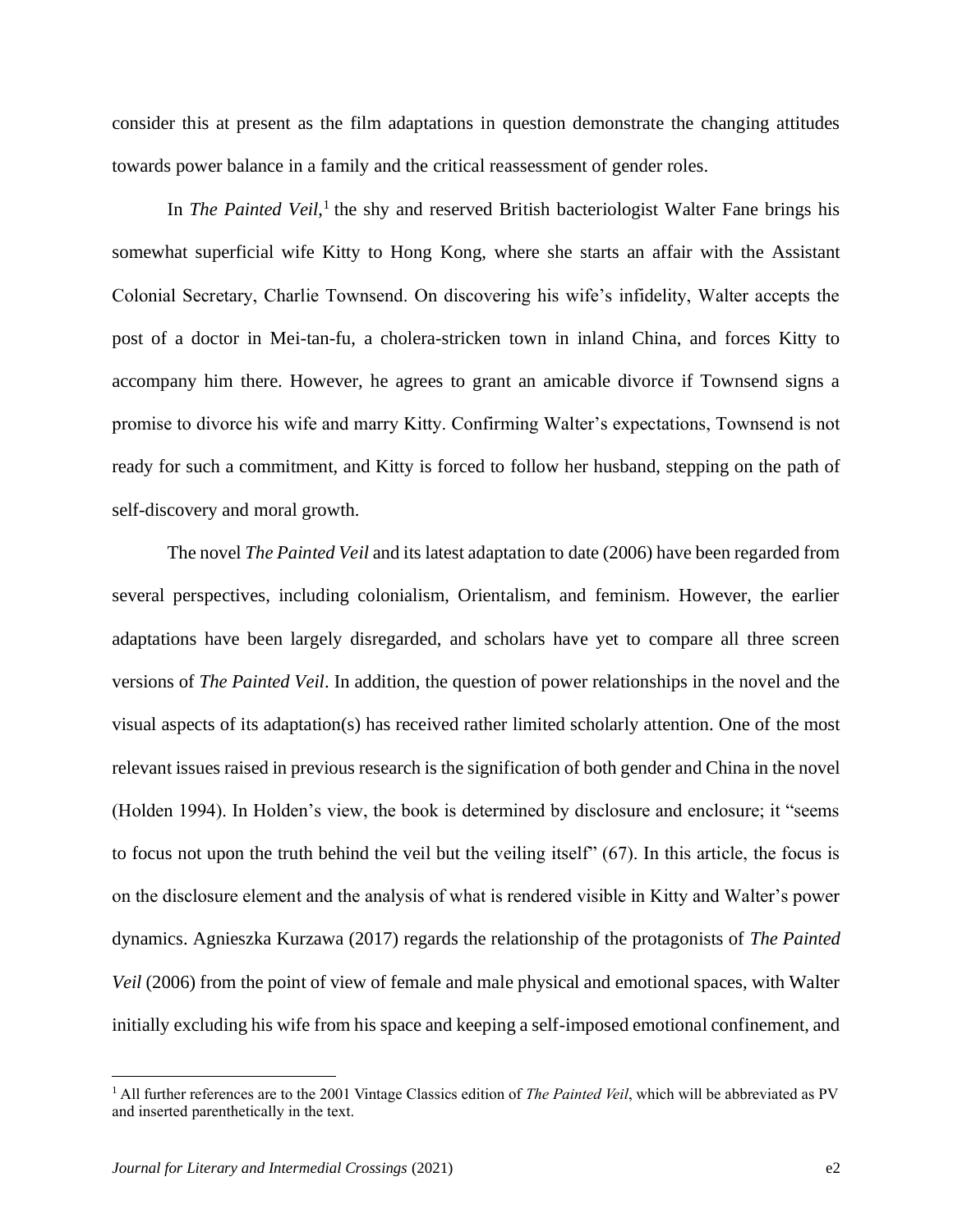consider this at present as the film adaptations in question demonstrate the changing attitudes towards power balance in a family and the critical reassessment of gender roles.

In *The Painted Veil*,[1] the shy and reserved British bacteriologist Walter Fane brings his somewhat superficial wife Kitty to Hong Kong, where she starts an affair with the Assistant Colonial Secretary, Charlie Townsend. On discovering his wife's infidelity, Walter accepts the post of a doctor in Mei-tan-fu, a cholera-stricken town in inland China, and forces Kitty to accompany him there. However, he agrees to grant an amicable divorce if Townsend signs a promise to divorce his wife and marry Kitty. Confirming Walter's expectations, Townsend is not ready for such a commitment, and Kitty is forced to follow her husband, stepping on the path of self-discovery and moral growth.

The novel *The Painted Veil* and its latest adaptation to date (2006) have been regarded from several perspectives, including colonialism, Orientalism, and feminism. However, the earlier adaptations have been largely disregarded, and scholars have yet to compare all three screen versions of *The Painted Veil*. In addition, the question of power relationships in the novel and the visual aspects of its adaptation(s) has received rather limited scholarly attention. One of the most relevant issues raised in previous research is the signification of both gender and China in the novel (Holden 1994). In Holden's view, the book is determined by disclosure and enclosure; it "seems to focus not upon the truth behind the veil but the veiling itself" (67). In this article, the focus is on the disclosure element and the analysis of what is rendered visible in Kitty and Walter's power dynamics. Agnieszka Kurzawa (2017) regards the relationship of the protagonists of *The Painted Veil* (2006) from the point of view of female and male physical and emotional spaces, with Walter initially excluding his wife from his space and keeping a self-imposed emotional confinement, and

[1] All further references are to the 2001 Vintage Classics edition of *The Painted Veil*, which will be abbreviated as PV and inserted parenthetically in the text.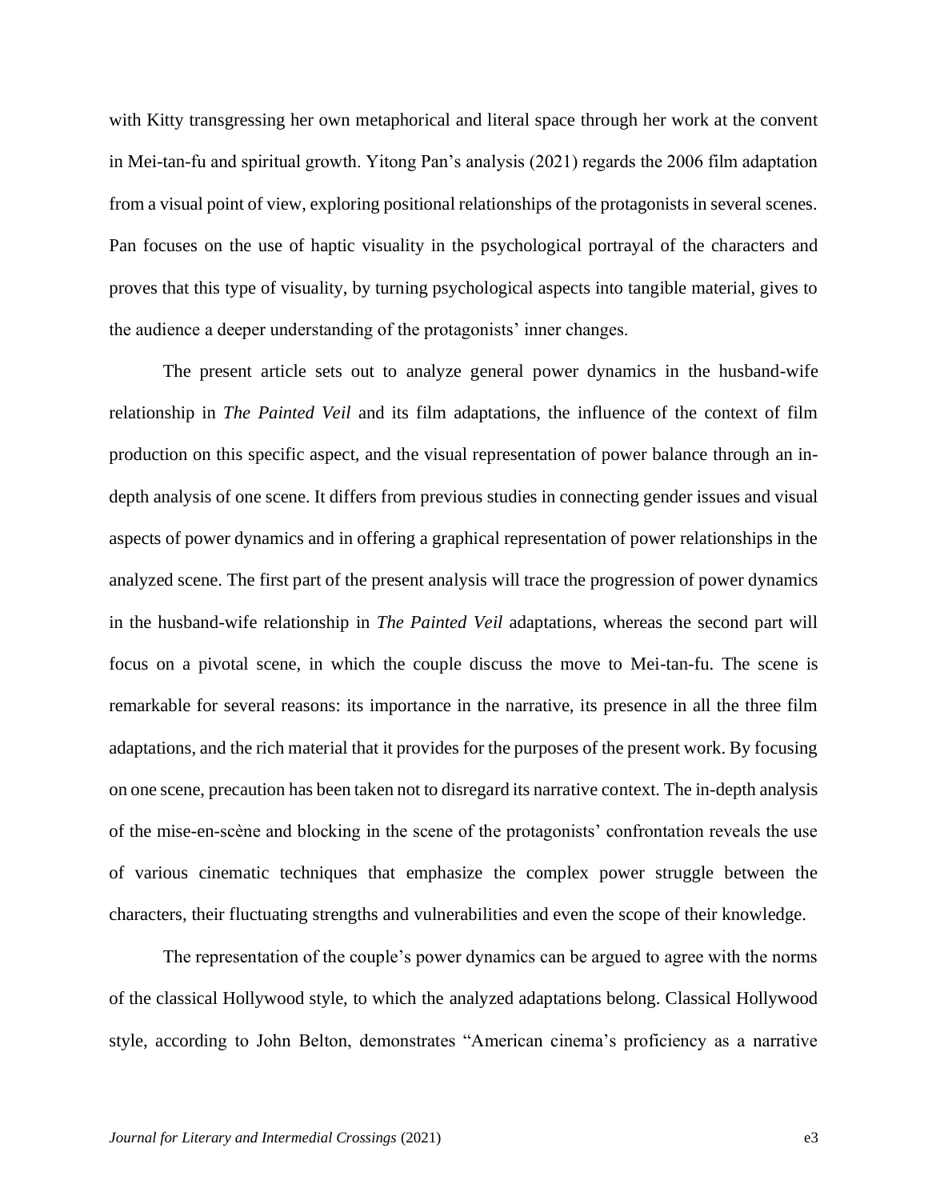with Kitty transgressing her own metaphorical and literal space through her work at the convent in Mei-tan-fu and spiritual growth. Yitong Pan's analysis (2021) regards the 2006 film adaptation from a visual point of view, exploring positional relationships of the protagonists in several scenes. Pan focuses on the use of haptic visuality in the psychological portrayal of the characters and proves that this type of visuality, by turning psychological aspects into tangible material, gives to the audience a deeper understanding of the protagonists' inner changes.

The present article sets out to analyze general power dynamics in the husband-wife relationship in *The Painted Veil* and its film adaptations, the influence of the context of film production on this specific aspect, and the visual representation of power balance through an in-depth analysis of one scene. It differs from previous studies in connecting gender issues and visual aspects of power dynamics and in offering a graphical representation of power relationships in the analyzed scene. The first part of the present analysis will trace the progression of power dynamics in the husband-wife relationship in *The Painted Veil* adaptations, whereas the second part will focus on a pivotal scene, in which the couple discuss the move to Mei-tan-fu. The scene is remarkable for several reasons: its importance in the narrative, its presence in all the three film adaptations, and the rich material that it provides for the purposes of the present work. By focusing on one scene, precaution has been taken not to disregard its narrative context. The in-depth analysis of the mise-en-scène and blocking in the scene of the protagonists' confrontation reveals the use of various cinematic techniques that emphasize the complex power struggle between the characters, their fluctuating strengths and vulnerabilities and even the scope of their knowledge.

The representation of the couple's power dynamics can be argued to agree with the norms of the classical Hollywood style, to which the analyzed adaptations belong. Classical Hollywood style, according to John Belton, demonstrates "American cinema's proficiency as a narrative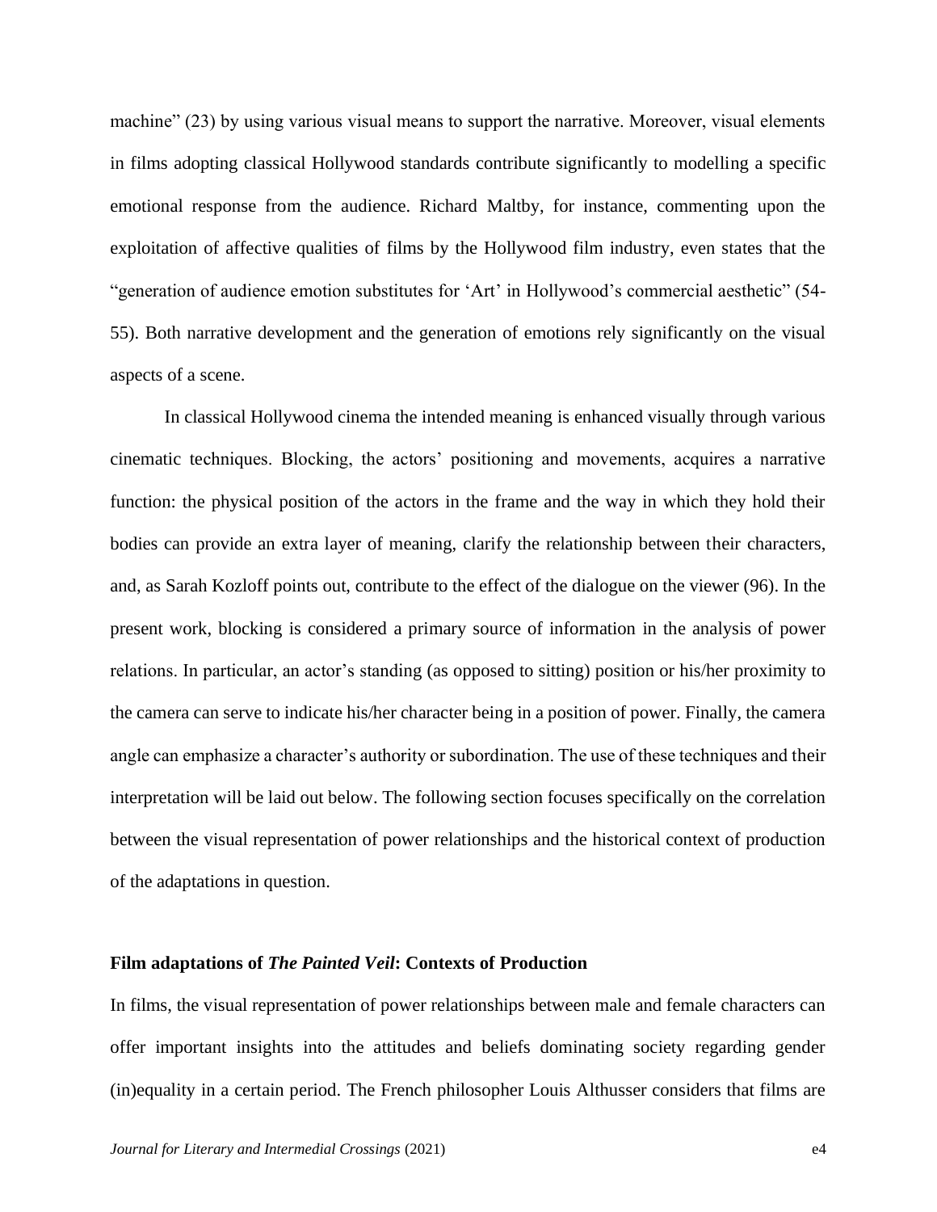machine" (23) by using various visual means to support the narrative. Moreover, visual elements in films adopting classical Hollywood standards contribute significantly to modelling a specific emotional response from the audience. Richard Maltby, for instance, commenting upon the exploitation of affective qualities of films by the Hollywood film industry, even states that the "generation of audience emotion substitutes for 'Art' in Hollywood's commercial aesthetic" (54-55). Both narrative development and the generation of emotions rely significantly on the visual aspects of a scene.

In classical Hollywood cinema the intended meaning is enhanced visually through various cinematic techniques. Blocking, the actors' positioning and movements, acquires a narrative function: the physical position of the actors in the frame and the way in which they hold their bodies can provide an extra layer of meaning, clarify the relationship between their characters, and, as Sarah Kozloff points out, contribute to the effect of the dialogue on the viewer (96). In the present work, blocking is considered a primary source of information in the analysis of power relations. In particular, an actor's standing (as opposed to sitting) position or his/her proximity to the camera can serve to indicate his/her character being in a position of power. Finally, the camera angle can emphasize a character's authority or subordination. The use of these techniques and their interpretation will be laid out below. The following section focuses specifically on the correlation between the visual representation of power relationships and the historical context of production of the adaptations in question.

## Film adaptations of *The Painted Veil*: Contexts of Production

In films, the visual representation of power relationships between male and female characters can offer important insights into the attitudes and beliefs dominating society regarding gender (in)equality in a certain period. The French philosopher Louis Althusser considers that films are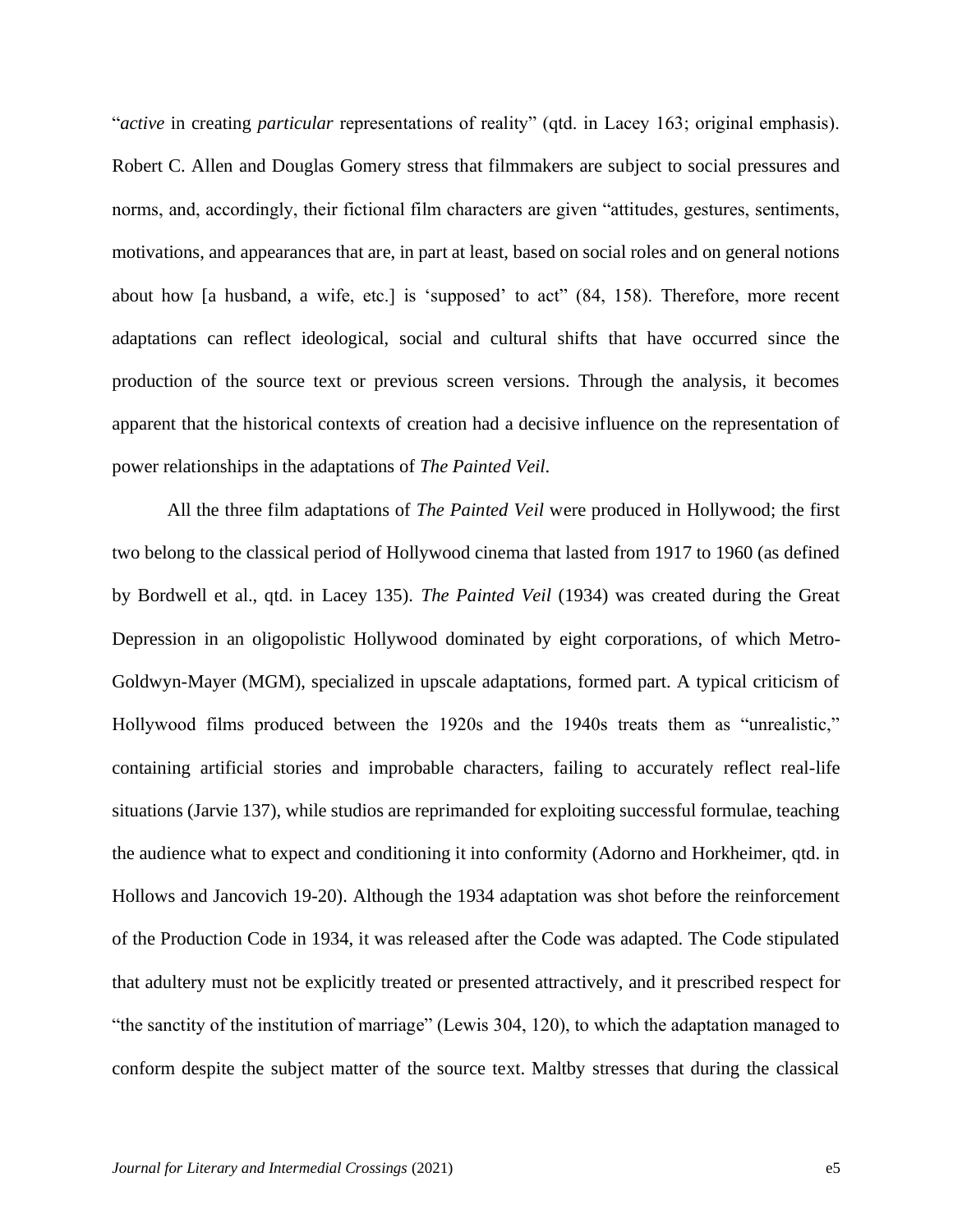"*active* in creating *particular* representations of reality" (qtd. in Lacey 163; original emphasis). Robert C. Allen and Douglas Gomery stress that filmmakers are subject to social pressures and norms, and, accordingly, their fictional film characters are given "attitudes, gestures, sentiments, motivations, and appearances that are, in part at least, based on social roles and on general notions about how [a husband, a wife, etc.] is 'supposed' to act" (84, 158). Therefore, more recent adaptations can reflect ideological, social and cultural shifts that have occurred since the production of the source text or previous screen versions. Through the analysis, it becomes apparent that the historical contexts of creation had a decisive influence on the representation of power relationships in the adaptations of *The Painted Veil*.

All the three film adaptations of *The Painted Veil* were produced in Hollywood; the first two belong to the classical period of Hollywood cinema that lasted from 1917 to 1960 (as defined by Bordwell et al., qtd. in Lacey 135). *The Painted Veil* (1934) was created during the Great Depression in an oligopolistic Hollywood dominated by eight corporations, of which Metro-Goldwyn-Mayer (MGM), specialized in upscale adaptations, formed part. A typical criticism of Hollywood films produced between the 1920s and the 1940s treats them as "unrealistic," containing artificial stories and improbable characters, failing to accurately reflect real-life situations (Jarvie 137), while studios are reprimanded for exploiting successful formulae, teaching the audience what to expect and conditioning it into conformity (Adorno and Horkheimer, qtd. in Hollows and Jancovich 19-20). Although the 1934 adaptation was shot before the reinforcement of the Production Code in 1934, it was released after the Code was adapted. The Code stipulated that adultery must not be explicitly treated or presented attractively, and it prescribed respect for "the sanctity of the institution of marriage" (Lewis 304, 120), to which the adaptation managed to conform despite the subject matter of the source text. Maltby stresses that during the classical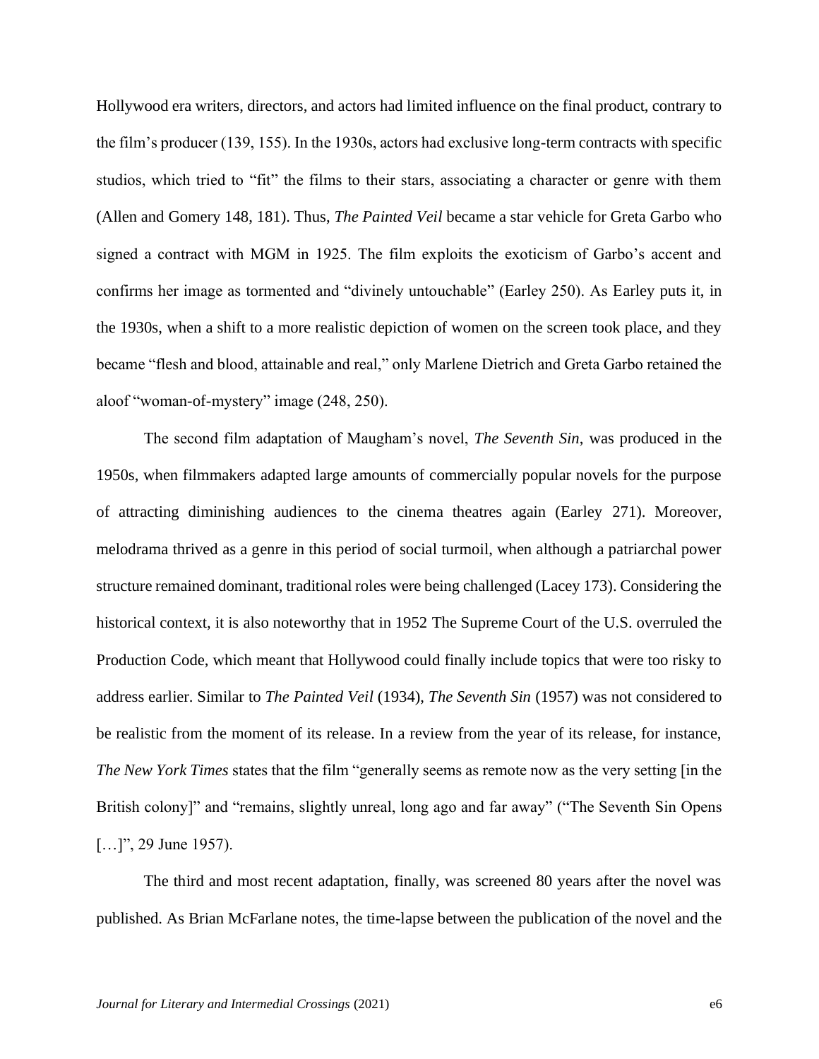Hollywood era writers, directors, and actors had limited influence on the final product, contrary to the film's producer (139, 155). In the 1930s, actors had exclusive long-term contracts with specific studios, which tried to "fit" the films to their stars, associating a character or genre with them (Allen and Gomery 148, 181). Thus, *The Painted Veil* became a star vehicle for Greta Garbo who signed a contract with MGM in 1925. The film exploits the exoticism of Garbo's accent and confirms her image as tormented and "divinely untouchable" (Earley 250). As Earley puts it, in the 1930s, when a shift to a more realistic depiction of women on the screen took place, and they became "flesh and blood, attainable and real," only Marlene Dietrich and Greta Garbo retained the aloof "woman-of-mystery" image (248, 250).

The second film adaptation of Maugham's novel, *The Seventh Sin*, was produced in the 1950s, when filmmakers adapted large amounts of commercially popular novels for the purpose of attracting diminishing audiences to the cinema theatres again (Earley 271). Moreover, melodrama thrived as a genre in this period of social turmoil, when although a patriarchal power structure remained dominant, traditional roles were being challenged (Lacey 173). Considering the historical context, it is also noteworthy that in 1952 The Supreme Court of the U.S. overruled the Production Code, which meant that Hollywood could finally include topics that were too risky to address earlier. Similar to *The Painted Veil* (1934), *The Seventh Sin* (1957) was not considered to be realistic from the moment of its release. In a review from the year of its release, for instance, *The New York Times* states that the film "generally seems as remote now as the very setting [in the British colony]" and "remains, slightly unreal, long ago and far away" ("The Seventh Sin Opens […]", 29 June 1957).

The third and most recent adaptation, finally, was screened 80 years after the novel was published. As Brian McFarlane notes, the time-lapse between the publication of the novel and the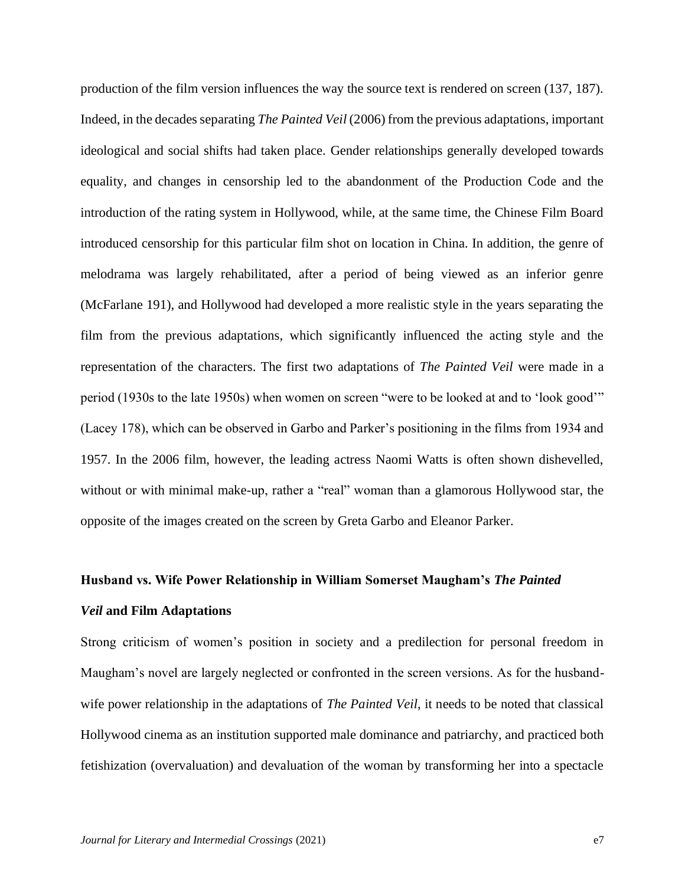production of the film version influences the way the source text is rendered on screen (137, 187). Indeed, in the decades separating *The Painted Veil* (2006) from the previous adaptations, important ideological and social shifts had taken place. Gender relationships generally developed towards equality, and changes in censorship led to the abandonment of the Production Code and the introduction of the rating system in Hollywood, while, at the same time, the Chinese Film Board introduced censorship for this particular film shot on location in China. In addition, the genre of melodrama was largely rehabilitated, after a period of being viewed as an inferior genre (McFarlane 191), and Hollywood had developed a more realistic style in the years separating the film from the previous adaptations, which significantly influenced the acting style and the representation of the characters. The first two adaptations of *The Painted Veil* were made in a period (1930s to the late 1950s) when women on screen "were to be looked at and to 'look good'" (Lacey 178), which can be observed in Garbo and Parker's positioning in the films from 1934 and 1957. In the 2006 film, however, the leading actress Naomi Watts is often shown dishevelled, without or with minimal make-up, rather a "real" woman than a glamorous Hollywood star, the opposite of the images created on the screen by Greta Garbo and Eleanor Parker.

## Husband vs. Wife Power Relationship in William Somerset Maugham's *The Painted Veil* and Film Adaptations

Strong criticism of women's position in society and a predilection for personal freedom in Maugham's novel are largely neglected or confronted in the screen versions. As for the husband-wife power relationship in the adaptations of *The Painted Veil*, it needs to be noted that classical Hollywood cinema as an institution supported male dominance and patriarchy, and practiced both fetishization (overvaluation) and devaluation of the woman by transforming her into a spectacle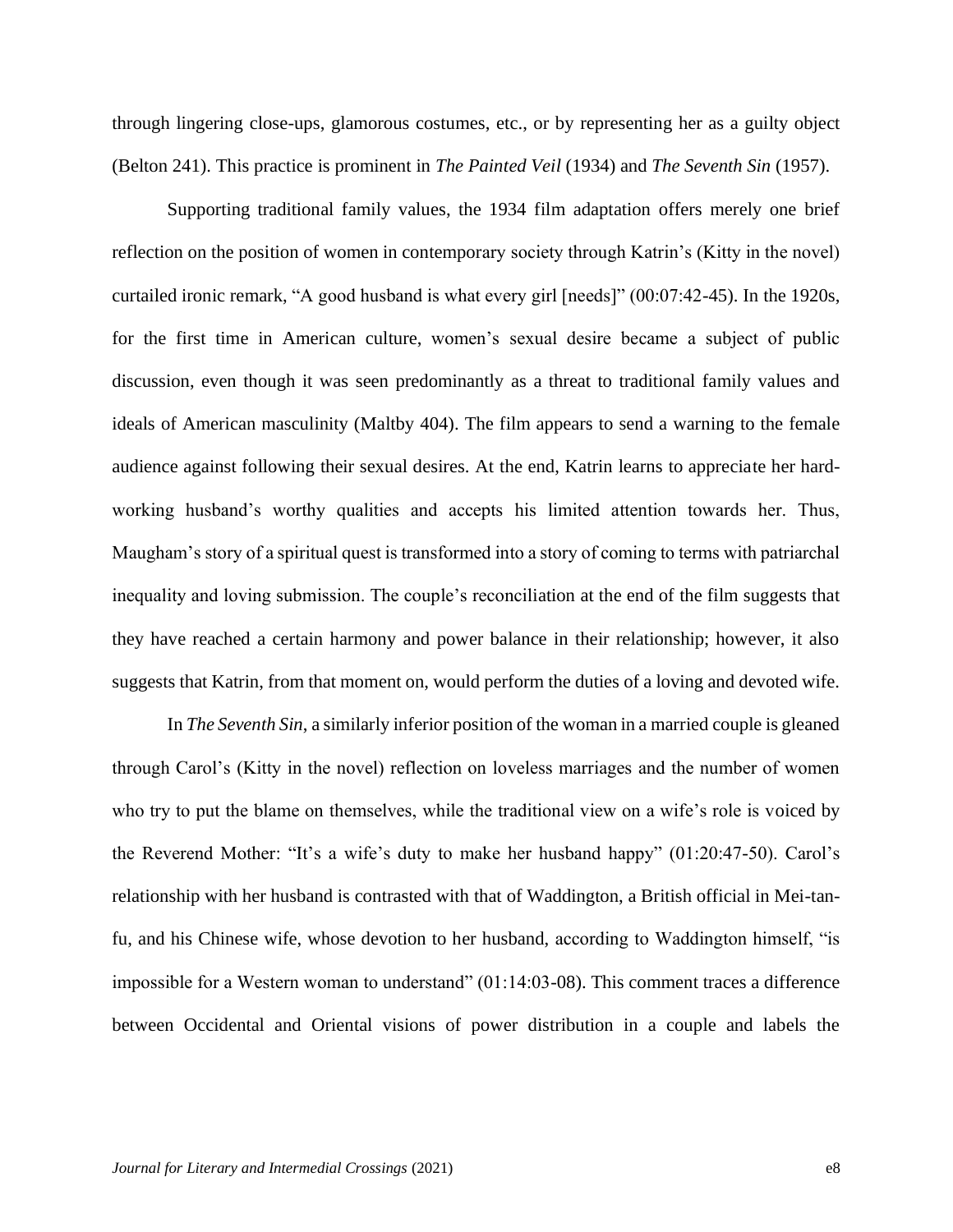through lingering close-ups, glamorous costumes, etc., or by representing her as a guilty object (Belton 241). This practice is prominent in *The Painted Veil* (1934) and *The Seventh Sin* (1957).

Supporting traditional family values, the 1934 film adaptation offers merely one brief reflection on the position of women in contemporary society through Katrin's (Kitty in the novel) curtailed ironic remark, "A good husband is what every girl [needs]" (00:07:42-45). In the 1920s, for the first time in American culture, women's sexual desire became a subject of public discussion, even though it was seen predominantly as a threat to traditional family values and ideals of American masculinity (Maltby 404). The film appears to send a warning to the female audience against following their sexual desires. At the end, Katrin learns to appreciate her hard-working husband's worthy qualities and accepts his limited attention towards her. Thus, Maugham's story of a spiritual quest is transformed into a story of coming to terms with patriarchal inequality and loving submission. The couple's reconciliation at the end of the film suggests that they have reached a certain harmony and power balance in their relationship; however, it also suggests that Katrin, from that moment on, would perform the duties of a loving and devoted wife.

In *The Seventh Sin*, a similarly inferior position of the woman in a married couple is gleaned through Carol's (Kitty in the novel) reflection on loveless marriages and the number of women who try to put the blame on themselves, while the traditional view on a wife's role is voiced by the Reverend Mother: "It's a wife's duty to make her husband happy" (01:20:47-50). Carol's relationship with her husband is contrasted with that of Waddington, a British official in Mei-tan-fu, and his Chinese wife, whose devotion to her husband, according to Waddington himself, "is impossible for a Western woman to understand" (01:14:03-08). This comment traces a difference between Occidental and Oriental visions of power distribution in a couple and labels the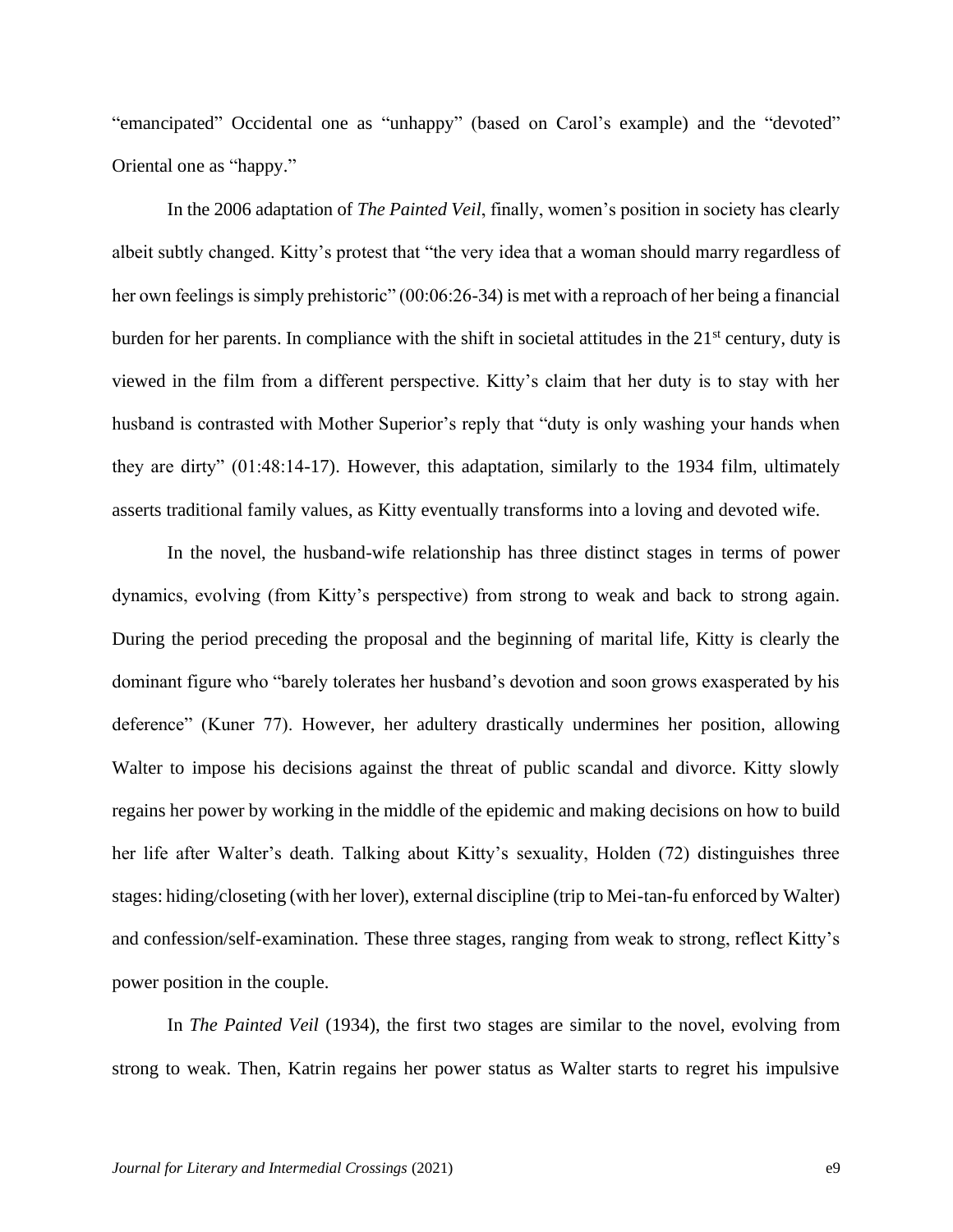“emancipated” Occidental one as “unhappy” (based on Carol’s example) and the “devoted” Oriental one as “happy.”

In the 2006 adaptation of *The Painted Veil*, finally, women’s position in society has clearly albeit subtly changed. Kitty’s protest that “the very idea that a woman should marry regardless of her own feelings is simply prehistoric” (00:06:26-34) is met with a reproach of her being a financial burden for her parents. In compliance with the shift in societal attitudes in the 21st century, duty is viewed in the film from a different perspective. Kitty’s claim that her duty is to stay with her husband is contrasted with Mother Superior’s reply that “duty is only washing your hands when they are dirty” (01:48:14-17). However, this adaptation, similarly to the 1934 film, ultimately asserts traditional family values, as Kitty eventually transforms into a loving and devoted wife.

In the novel, the husband-wife relationship has three distinct stages in terms of power dynamics, evolving (from Kitty’s perspective) from strong to weak and back to strong again. During the period preceding the proposal and the beginning of marital life, Kitty is clearly the dominant figure who “barely tolerates her husband’s devotion and soon grows exasperated by his deference” (Kuner 77). However, her adultery drastically undermines her position, allowing Walter to impose his decisions against the threat of public scandal and divorce. Kitty slowly regains her power by working in the middle of the epidemic and making decisions on how to build her life after Walter’s death. Talking about Kitty’s sexuality, Holden (72) distinguishes three stages: hiding/closeting (with her lover), external discipline (trip to Mei-tan-fu enforced by Walter) and confession/self-examination. These three stages, ranging from weak to strong, reflect Kitty’s power position in the couple.

In *The Painted Veil* (1934), the first two stages are similar to the novel, evolving from strong to weak. Then, Katrin regains her power status as Walter starts to regret his impulsive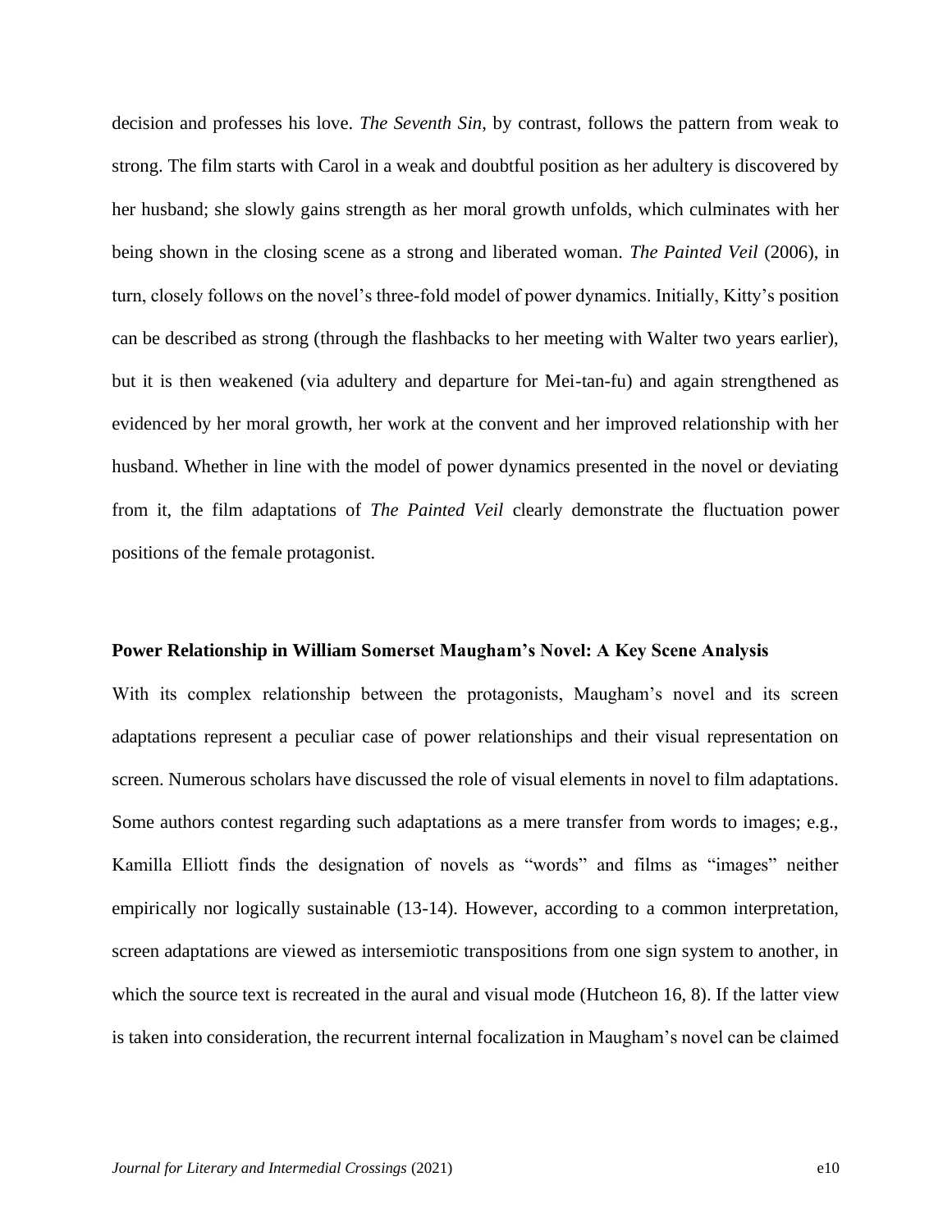decision and professes his love. *The Seventh Sin*, by contrast, follows the pattern from weak to strong. The film starts with Carol in a weak and doubtful position as her adultery is discovered by her husband; she slowly gains strength as her moral growth unfolds, which culminates with her being shown in the closing scene as a strong and liberated woman. *The Painted Veil* (2006), in turn, closely follows on the novel's three-fold model of power dynamics. Initially, Kitty's position can be described as strong (through the flashbacks to her meeting with Walter two years earlier), but it is then weakened (via adultery and departure for Mei-tan-fu) and again strengthened as evidenced by her moral growth, her work at the convent and her improved relationship with her husband. Whether in line with the model of power dynamics presented in the novel or deviating from it, the film adaptations of *The Painted Veil* clearly demonstrate the fluctuation power positions of the female protagonist.

### Power Relationship in William Somerset Maugham's Novel: A Key Scene Analysis

With its complex relationship between the protagonists, Maugham's novel and its screen adaptations represent a peculiar case of power relationships and their visual representation on screen. Numerous scholars have discussed the role of visual elements in novel to film adaptations. Some authors contest regarding such adaptations as a mere transfer from words to images; e.g., Kamilla Elliott finds the designation of novels as "words" and films as "images" neither empirically nor logically sustainable (13-14). However, according to a common interpretation, screen adaptations are viewed as intersemiotic transpositions from one sign system to another, in which the source text is recreated in the aural and visual mode (Hutcheon 16, 8). If the latter view is taken into consideration, the recurrent internal focalization in Maugham's novel can be claimed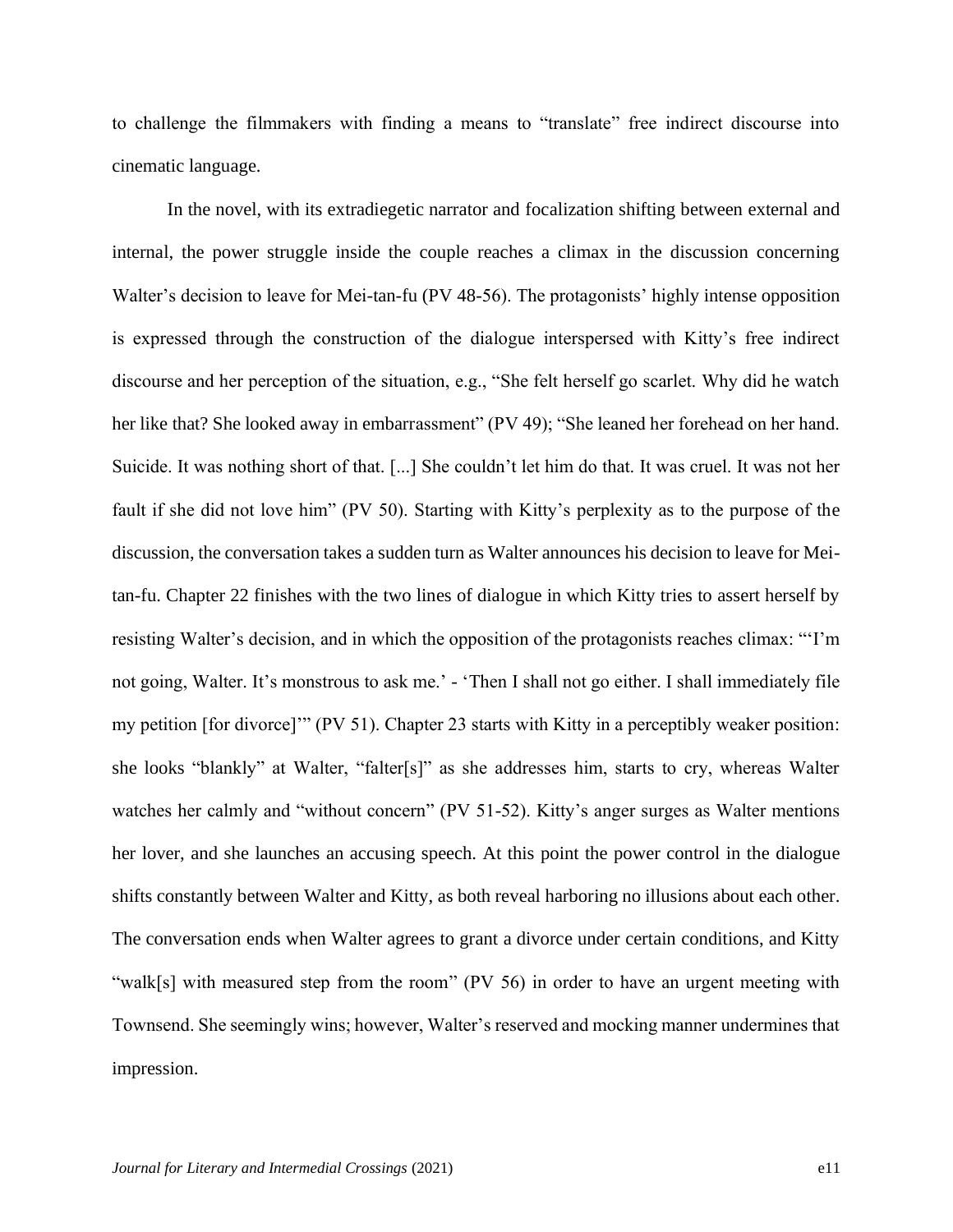to challenge the filmmakers with finding a means to "translate" free indirect discourse into cinematic language.

In the novel, with its extradiegetic narrator and focalization shifting between external and internal, the power struggle inside the couple reaches a climax in the discussion concerning Walter's decision to leave for Mei-tan-fu (PV 48-56). The protagonists' highly intense opposition is expressed through the construction of the dialogue interspersed with Kitty's free indirect discourse and her perception of the situation, e.g., "She felt herself go scarlet. Why did he watch her like that? She looked away in embarrassment" (PV 49); "She leaned her forehead on her hand. Suicide. It was nothing short of that. [...] She couldn't let him do that. It was cruel. It was not her fault if she did not love him" (PV 50). Starting with Kitty's perplexity as to the purpose of the discussion, the conversation takes a sudden turn as Walter announces his decision to leave for Mei-tan-fu. Chapter 22 finishes with the two lines of dialogue in which Kitty tries to assert herself by resisting Walter's decision, and in which the opposition of the protagonists reaches climax: "'I'm not going, Walter. It's monstrous to ask me.' - 'Then I shall not go either. I shall immediately file my petition [for divorce]'" (PV 51). Chapter 23 starts with Kitty in a perceptibly weaker position: she looks "blankly" at Walter, "falter[s]" as she addresses him, starts to cry, whereas Walter watches her calmly and "without concern" (PV 51-52). Kitty's anger surges as Walter mentions her lover, and she launches an accusing speech. At this point the power control in the dialogue shifts constantly between Walter and Kitty, as both reveal harboring no illusions about each other. The conversation ends when Walter agrees to grant a divorce under certain conditions, and Kitty "walk[s] with measured step from the room" (PV 56) in order to have an urgent meeting with Townsend. She seemingly wins; however, Walter's reserved and mocking manner undermines that impression.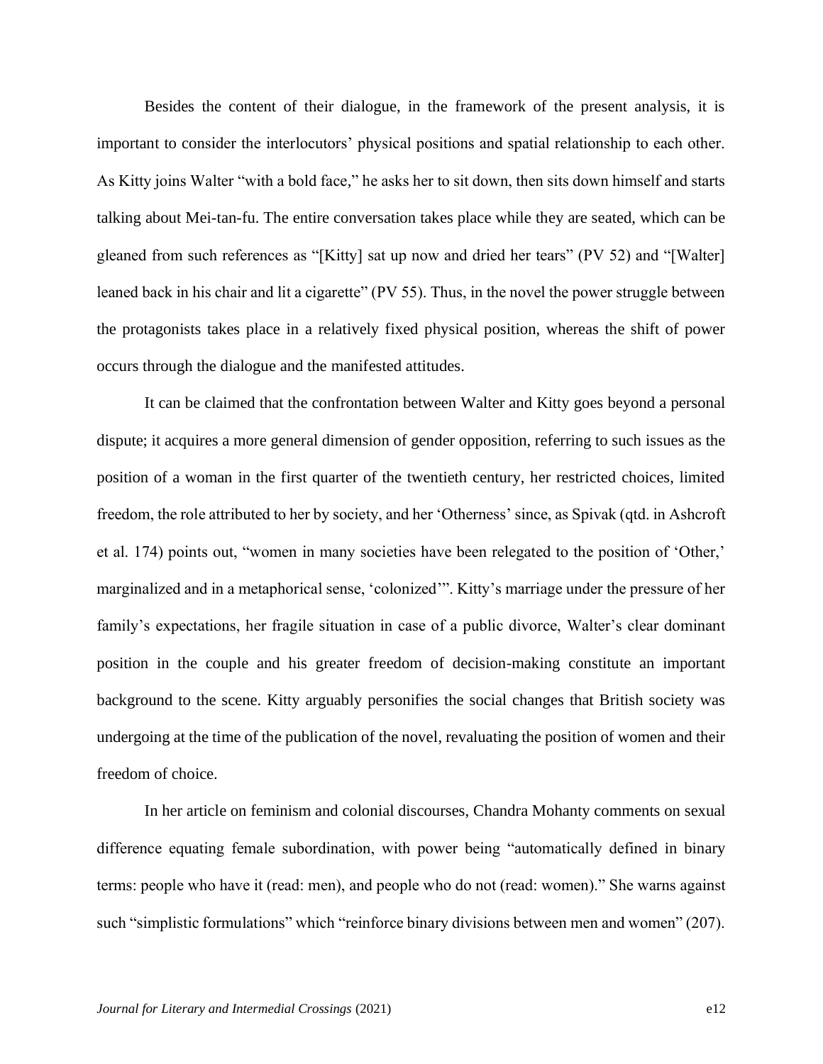Besides the content of their dialogue, in the framework of the present analysis, it is important to consider the interlocutors' physical positions and spatial relationship to each other. As Kitty joins Walter "with a bold face," he asks her to sit down, then sits down himself and starts talking about Mei-tan-fu. The entire conversation takes place while they are seated, which can be gleaned from such references as "[Kitty] sat up now and dried her tears" (PV 52) and "[Walter] leaned back in his chair and lit a cigarette" (PV 55). Thus, in the novel the power struggle between the protagonists takes place in a relatively fixed physical position, whereas the shift of power occurs through the dialogue and the manifested attitudes.

It can be claimed that the confrontation between Walter and Kitty goes beyond a personal dispute; it acquires a more general dimension of gender opposition, referring to such issues as the position of a woman in the first quarter of the twentieth century, her restricted choices, limited freedom, the role attributed to her by society, and her 'Otherness' since, as Spivak (qtd. in Ashcroft et al. 174) points out, "women in many societies have been relegated to the position of 'Other,' marginalized and in a metaphorical sense, 'colonized'". Kitty's marriage under the pressure of her family's expectations, her fragile situation in case of a public divorce, Walter's clear dominant position in the couple and his greater freedom of decision-making constitute an important background to the scene. Kitty arguably personifies the social changes that British society was undergoing at the time of the publication of the novel, revaluating the position of women and their freedom of choice.

In her article on feminism and colonial discourses, Chandra Mohanty comments on sexual difference equating female subordination, with power being "automatically defined in binary terms: people who have it (read: men), and people who do not (read: women)." She warns against such "simplistic formulations" which "reinforce binary divisions between men and women" (207).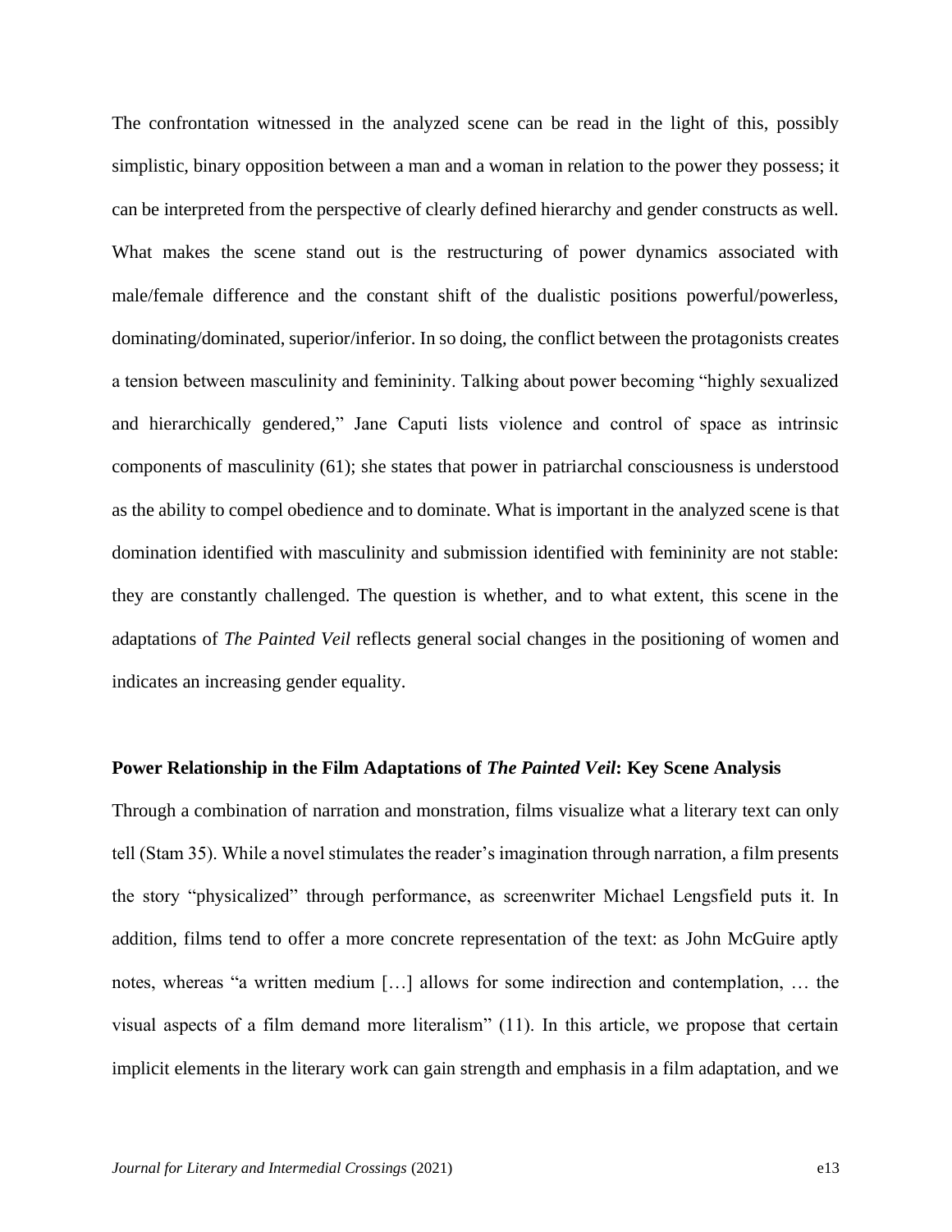The confrontation witnessed in the analyzed scene can be read in the light of this, possibly simplistic, binary opposition between a man and a woman in relation to the power they possess; it can be interpreted from the perspective of clearly defined hierarchy and gender constructs as well. What makes the scene stand out is the restructuring of power dynamics associated with male/female difference and the constant shift of the dualistic positions powerful/powerless, dominating/dominated, superior/inferior. In so doing, the conflict between the protagonists creates a tension between masculinity and femininity. Talking about power becoming "highly sexualized and hierarchically gendered," Jane Caputi lists violence and control of space as intrinsic components of masculinity (61); she states that power in patriarchal consciousness is understood as the ability to compel obedience and to dominate. What is important in the analyzed scene is that domination identified with masculinity and submission identified with femininity are not stable: they are constantly challenged. The question is whether, and to what extent, this scene in the adaptations of *The Painted Veil* reflects general social changes in the positioning of women and indicates an increasing gender equality.

### Power Relationship in the Film Adaptations of *The Painted Veil*: Key Scene Analysis

Through a combination of narration and monstration, films visualize what a literary text can only tell (Stam 35). While a novel stimulates the reader's imagination through narration, a film presents the story "physicalized" through performance, as screenwriter Michael Lengsfield puts it. In addition, films tend to offer a more concrete representation of the text: as John McGuire aptly notes, whereas "a written medium […] allows for some indirection and contemplation, … the visual aspects of a film demand more literalism" (11). In this article, we propose that certain implicit elements in the literary work can gain strength and emphasis in a film adaptation, and we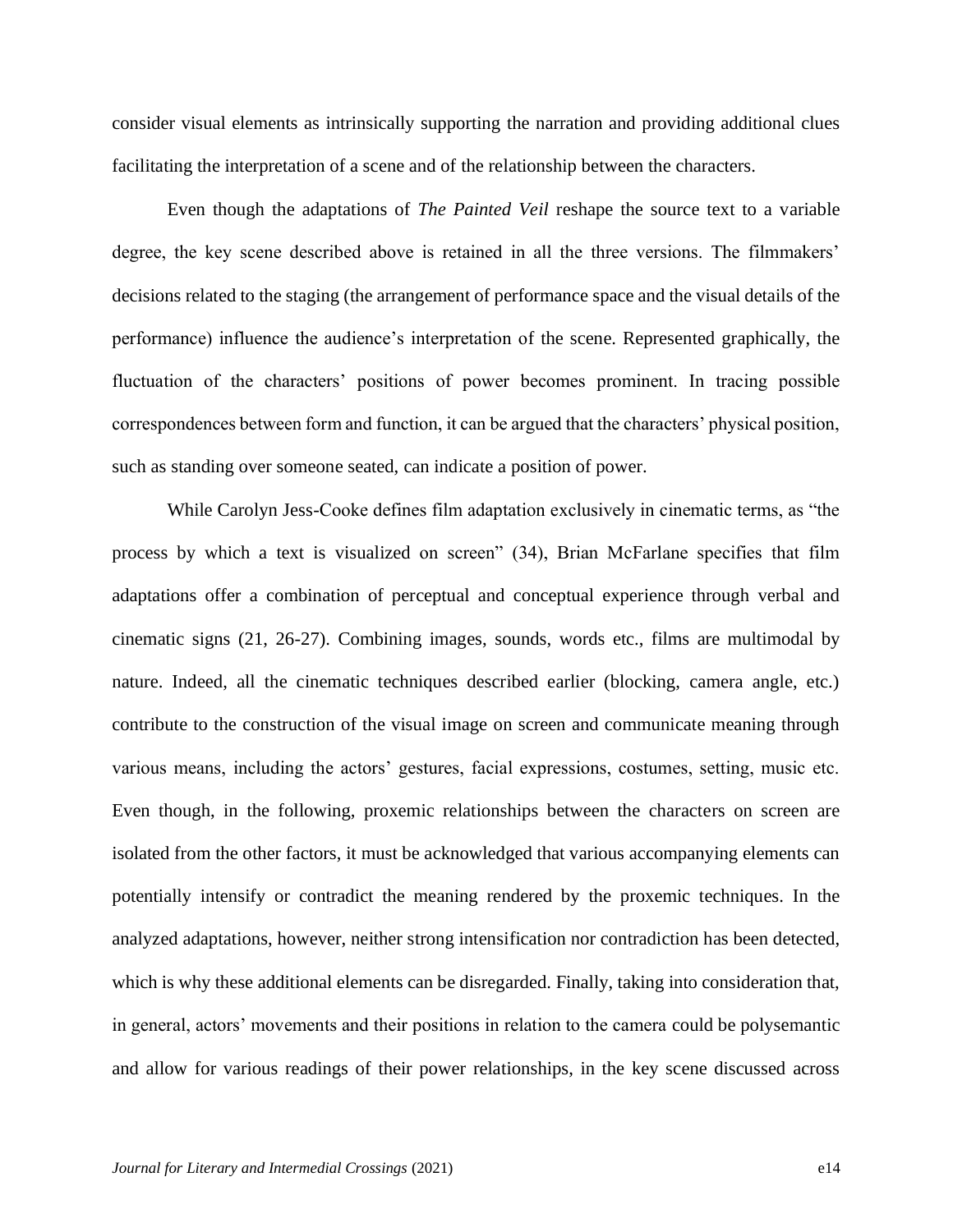consider visual elements as intrinsically supporting the narration and providing additional clues facilitating the interpretation of a scene and of the relationship between the characters.

Even though the adaptations of *The Painted Veil* reshape the source text to a variable degree, the key scene described above is retained in all the three versions. The filmmakers' decisions related to the staging (the arrangement of performance space and the visual details of the performance) influence the audience's interpretation of the scene. Represented graphically, the fluctuation of the characters' positions of power becomes prominent. In tracing possible correspondences between form and function, it can be argued that the characters' physical position, such as standing over someone seated, can indicate a position of power.

While Carolyn Jess-Cooke defines film adaptation exclusively in cinematic terms, as "the process by which a text is visualized on screen" (34), Brian McFarlane specifies that film adaptations offer a combination of perceptual and conceptual experience through verbal and cinematic signs (21, 26-27). Combining images, sounds, words etc., films are multimodal by nature. Indeed, all the cinematic techniques described earlier (blocking, camera angle, etc.) contribute to the construction of the visual image on screen and communicate meaning through various means, including the actors' gestures, facial expressions, costumes, setting, music etc. Even though, in the following, proxemic relationships between the characters on screen are isolated from the other factors, it must be acknowledged that various accompanying elements can potentially intensify or contradict the meaning rendered by the proxemic techniques. In the analyzed adaptations, however, neither strong intensification nor contradiction has been detected, which is why these additional elements can be disregarded. Finally, taking into consideration that, in general, actors' movements and their positions in relation to the camera could be polysemantic and allow for various readings of their power relationships, in the key scene discussed across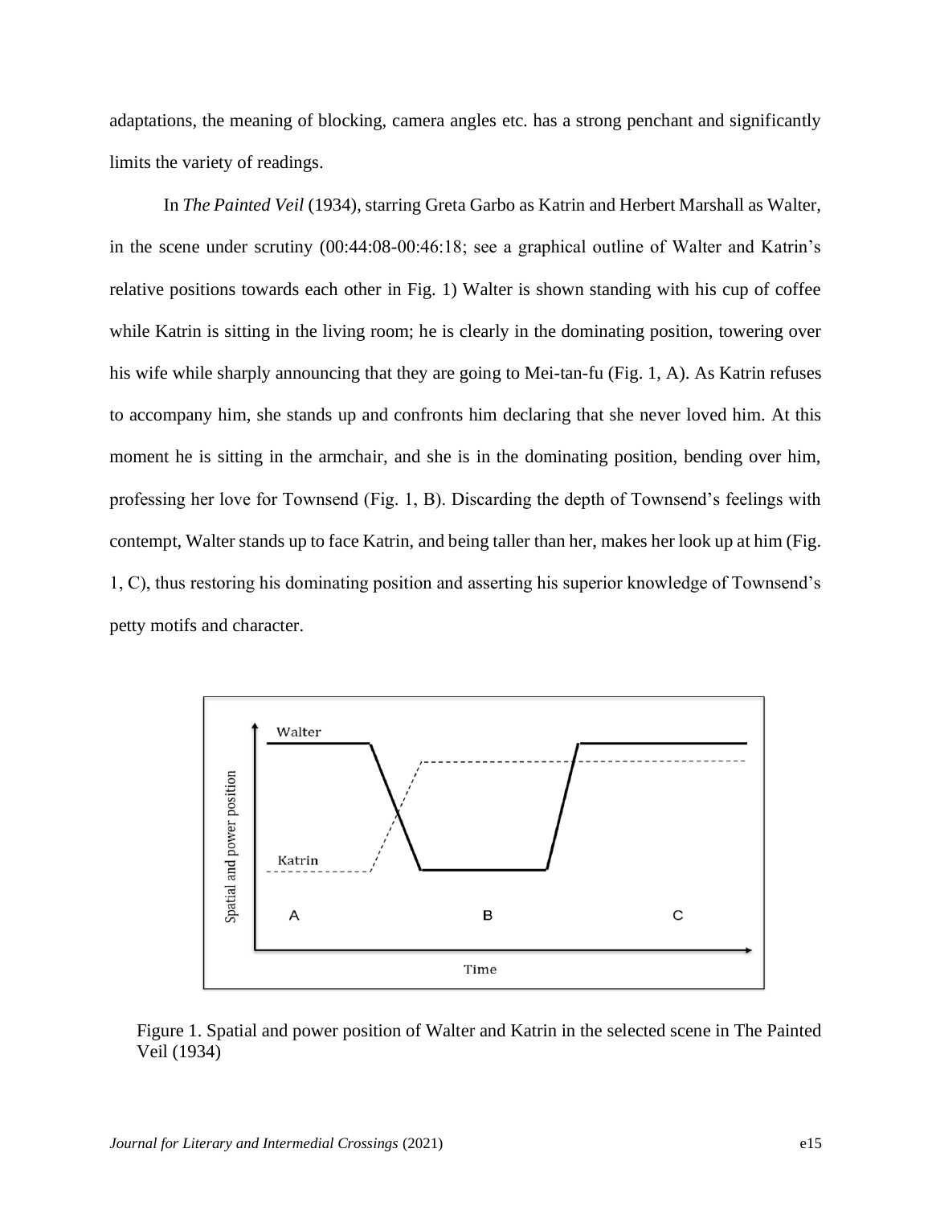adaptations, the meaning of blocking, camera angles etc. has a strong penchant and significantly limits the variety of readings.

In *The Painted Veil* (1934), starring Greta Garbo as Katrin and Herbert Marshall as Walter, in the scene under scrutiny (00:44:08-00:46:18; see a graphical outline of Walter and Katrin's relative positions towards each other in Fig. 1) Walter is shown standing with his cup of coffee while Katrin is sitting in the living room; he is clearly in the dominating position, towering over his wife while sharply announcing that they are going to Mei-tan-fu (Fig. 1, A). As Katrin refuses to accompany him, she stands up and confronts him declaring that she never loved him. At this moment he is sitting in the armchair, and she is in the dominating position, bending over him, professing her love for Townsend (Fig. 1, B). Discarding the depth of Townsend's feelings with contempt, Walter stands up to face Katrin, and being taller than her, makes her look up at him (Fig. 1, C), thus restoring his dominating position and asserting his superior knowledge of Townsend's petty motifs and character.

Figure 1. Spatial and power position of Walter and Katrin in the selected scene in The Painted Veil (1934)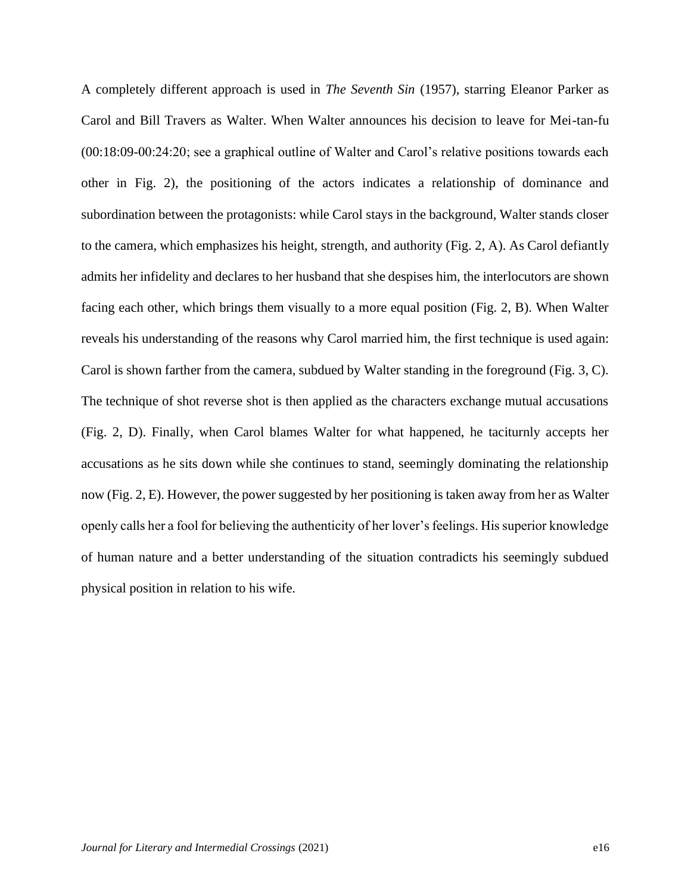A completely different approach is used in *The Seventh Sin* (1957), starring Eleanor Parker as Carol and Bill Travers as Walter. When Walter announces his decision to leave for Mei-tan-fu (00:18:09-00:24:20; see a graphical outline of Walter and Carol's relative positions towards each other in Fig. 2), the positioning of the actors indicates a relationship of dominance and subordination between the protagonists: while Carol stays in the background, Walter stands closer to the camera, which emphasizes his height, strength, and authority (Fig. 2, A). As Carol defiantly admits her infidelity and declares to her husband that she despises him, the interlocutors are shown facing each other, which brings them visually to a more equal position (Fig. 2, B). When Walter reveals his understanding of the reasons why Carol married him, the first technique is used again: Carol is shown farther from the camera, subdued by Walter standing in the foreground (Fig. 3, C). The technique of shot reverse shot is then applied as the characters exchange mutual accusations (Fig. 2, D). Finally, when Carol blames Walter for what happened, he taciturnly accepts her accusations as he sits down while she continues to stand, seemingly dominating the relationship now (Fig. 2, E). However, the power suggested by her positioning is taken away from her as Walter openly calls her a fool for believing the authenticity of her lover's feelings. His superior knowledge of human nature and a better understanding of the situation contradicts his seemingly subdued physical position in relation to his wife.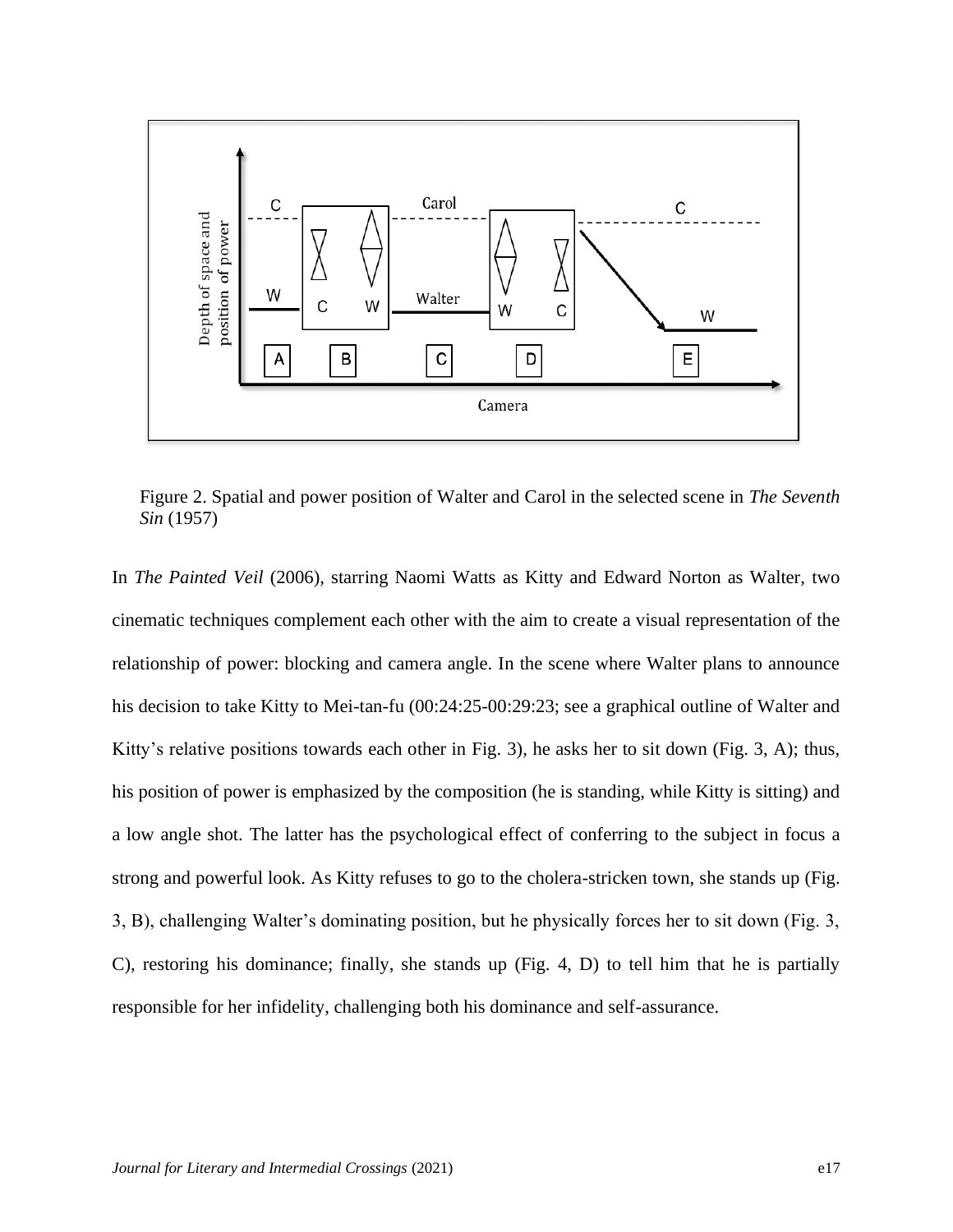Figure 2. Spatial and power position of Walter and Carol in the selected scene in *The Seventh Sin* (1957)

In *The Painted Veil* (2006), starring Naomi Watts as Kitty and Edward Norton as Walter, two cinematic techniques complement each other with the aim to create a visual representation of the relationship of power: blocking and camera angle. In the scene where Walter plans to announce his decision to take Kitty to Mei-tan-fu (00:24:25-00:29:23; see a graphical outline of Walter and Kitty's relative positions towards each other in Fig. 3), he asks her to sit down (Fig. 3, A); thus, his position of power is emphasized by the composition (he is standing, while Kitty is sitting) and a low angle shot. The latter has the psychological effect of conferring to the subject in focus a strong and powerful look. As Kitty refuses to go to the cholera-stricken town, she stands up (Fig. 3, B), challenging Walter's dominating position, but he physically forces her to sit down (Fig. 3, C), restoring his dominance; finally, she stands up (Fig. 4, D) to tell him that he is partially responsible for her infidelity, challenging both his dominance and self-assurance.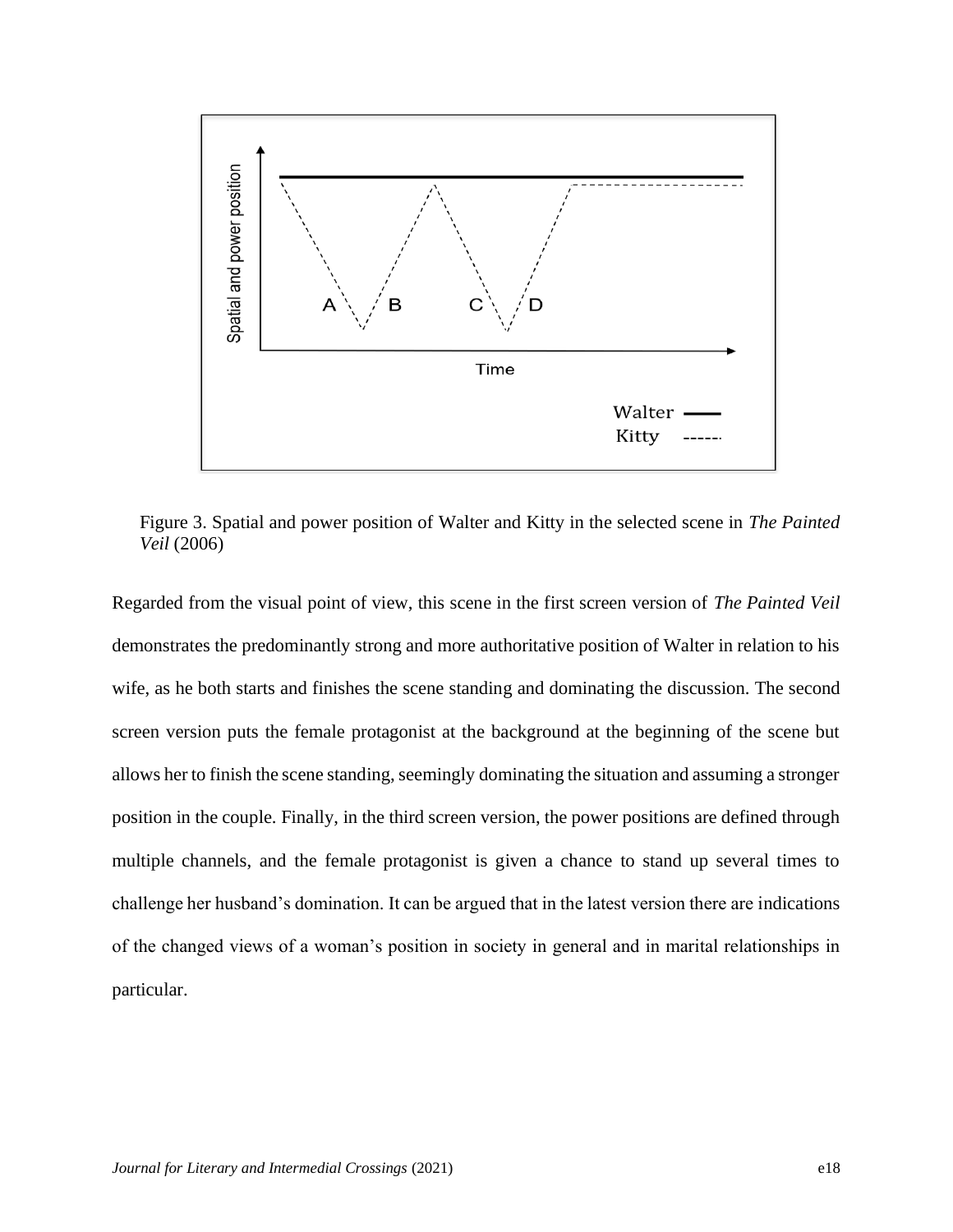Figure 3. Spatial and power position of Walter and Kitty in the selected scene in *The Painted Veil* (2006)

Regarded from the visual point of view, this scene in the first screen version of *The Painted Veil* demonstrates the predominantly strong and more authoritative position of Walter in relation to his wife, as he both starts and finishes the scene standing and dominating the discussion. The second screen version puts the female protagonist at the background at the beginning of the scene but allows her to finish the scene standing, seemingly dominating the situation and assuming a stronger position in the couple. Finally, in the third screen version, the power positions are defined through multiple channels, and the female protagonist is given a chance to stand up several times to challenge her husband's domination. It can be argued that in the latest version there are indications of the changed views of a woman's position in society in general and in marital relationships in particular.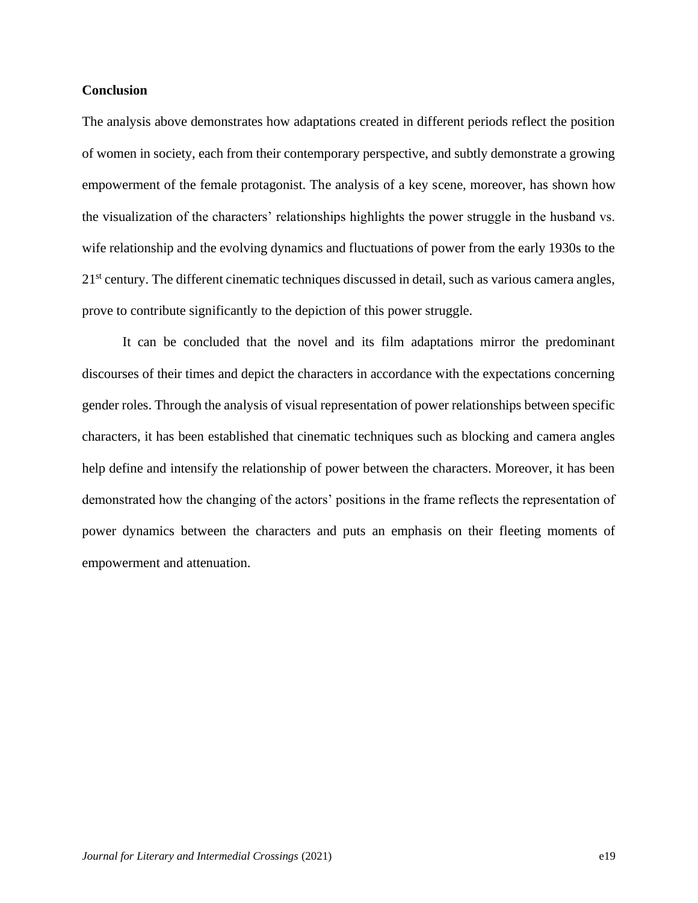## Conclusion

The analysis above demonstrates how adaptations created in different periods reflect the position of women in society, each from their contemporary perspective, and subtly demonstrate a growing empowerment of the female protagonist. The analysis of a key scene, moreover, has shown how the visualization of the characters' relationships highlights the power struggle in the husband vs. wife relationship and the evolving dynamics and fluctuations of power from the early 1930s to the 21st century. The different cinematic techniques discussed in detail, such as various camera angles, prove to contribute significantly to the depiction of this power struggle.

It can be concluded that the novel and its film adaptations mirror the predominant discourses of their times and depict the characters in accordance with the expectations concerning gender roles. Through the analysis of visual representation of power relationships between specific characters, it has been established that cinematic techniques such as blocking and camera angles help define and intensify the relationship of power between the characters. Moreover, it has been demonstrated how the changing of the actors' positions in the frame reflects the representation of power dynamics between the characters and puts an emphasis on their fleeting moments of empowerment and attenuation.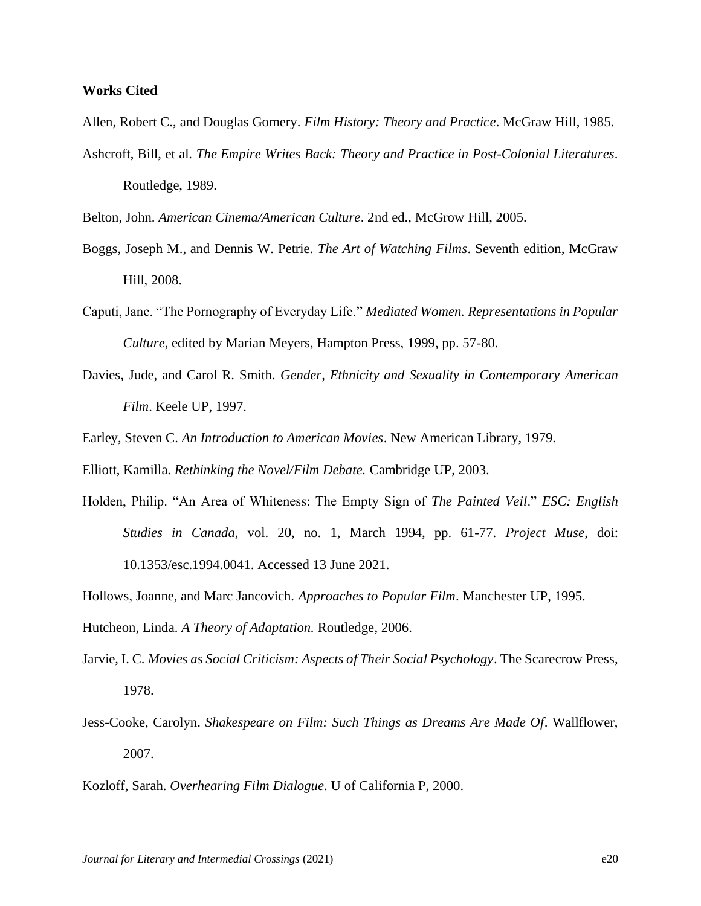**Works Cited**

Allen, Robert C., and Douglas Gomery. *Film History: Theory and Practice*. McGraw Hill, 1985.

Ashcroft, Bill, et al. *The Empire Writes Back: Theory and Practice in Post-Colonial Literatures*. Routledge, 1989.

Belton, John. *American Cinema/American Culture*. 2nd ed., McGrow Hill, 2005.

Boggs, Joseph M., and Dennis W. Petrie. *The Art of Watching Films*. Seventh edition, McGraw Hill, 2008.

Caputi, Jane. "The Pornography of Everyday Life." *Mediated Women. Representations in Popular Culture*, edited by Marian Meyers, Hampton Press, 1999, pp. 57-80.

Davies, Jude, and Carol R. Smith. *Gender, Ethnicity and Sexuality in Contemporary American Film*. Keele UP, 1997.

Earley, Steven C. *An Introduction to American Movies*. New American Library, 1979.

Elliott, Kamilla. *Rethinking the Novel/Film Debate.* Cambridge UP, 2003.

Holden, Philip. "An Area of Whiteness: The Empty Sign of *The Painted Veil*." *ESC: English Studies in Canada*, vol. 20, no. 1, March 1994, pp. 61-77. *Project Muse*, doi: 10.1353/esc.1994.0041. Accessed 13 June 2021.

Hollows, Joanne, and Marc Jancovich. *Approaches to Popular Film*. Manchester UP, 1995.

Hutcheon, Linda. *A Theory of Adaptation.* Routledge, 2006.

Jarvie, I. C. *Movies as Social Criticism: Aspects of Their Social Psychology*. The Scarecrow Press, 1978.

Jess-Cooke, Carolyn. *Shakespeare on Film: Such Things as Dreams Are Made Of*. Wallflower, 2007.

Kozloff, Sarah. *Overhearing Film Dialogue*. U of California P, 2000.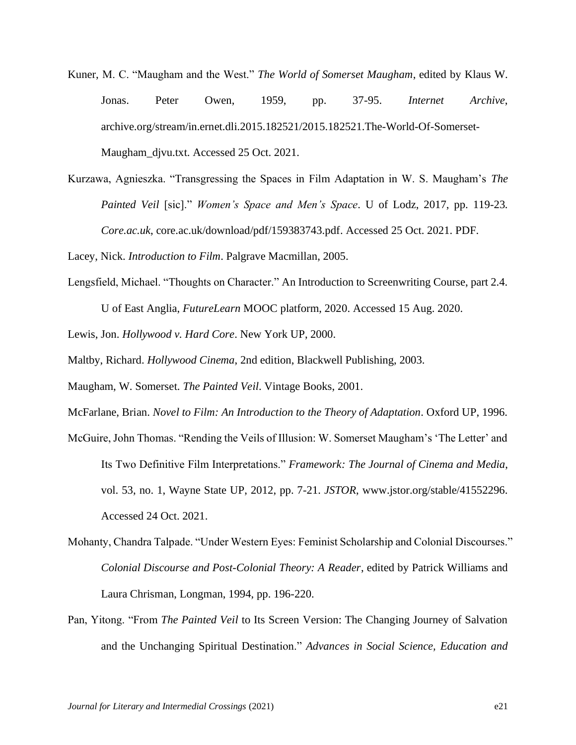Kuner, M. C. "Maugham and the West." *The World of Somerset Maugham*, edited by Klaus W. Jonas. Peter Owen, 1959, pp. 37-95. *Internet Archive*, archive.org/stream/in.ernet.dli.2015.182521/2015.182521.The-World-Of-Somerset-Maugham_djvu.txt. Accessed 25 Oct. 2021.

Kurzawa, Agnieszka. "Transgressing the Spaces in Film Adaptation in W. S. Maugham's *The Painted Veil* [sic]." *Women's Space and Men's Space*. U of Lodz, 2017, pp. 119-23. *Core.ac.uk*, core.ac.uk/download/pdf/159383743.pdf. Accessed 25 Oct. 2021. PDF.

Lacey, Nick. *Introduction to Film*. Palgrave Macmillan, 2005.

Lengsfield, Michael. "Thoughts on Character." An Introduction to Screenwriting Course, part 2.4. U of East Anglia, *FutureLearn* MOOC platform, 2020. Accessed 15 Aug. 2020.

Lewis, Jon. *Hollywood v. Hard Core*. New York UP, 2000.

Maltby, Richard. *Hollywood Cinema*, 2nd edition, Blackwell Publishing, 2003.

Maugham, W. Somerset. *The Painted Veil*. Vintage Books, 2001.

McFarlane, Brian. *Novel to Film: An Introduction to the Theory of Adaptation*. Oxford UP, 1996.

McGuire, John Thomas. "Rending the Veils of Illusion: W. Somerset Maugham's 'The Letter' and Its Two Definitive Film Interpretations." *Framework: The Journal of Cinema and Media*, vol. 53, no. 1, Wayne State UP, 2012, pp. 7-21. *JSTOR*, www.jstor.org/stable/41552296. Accessed 24 Oct. 2021.

Mohanty, Chandra Talpade. "Under Western Eyes: Feminist Scholarship and Colonial Discourses." *Colonial Discourse and Post-Colonial Theory: A Reader*, edited by Patrick Williams and Laura Chrisman, Longman, 1994, pp. 196-220.

Pan, Yitong. "From *The Painted Veil* to Its Screen Version: The Changing Journey of Salvation and the Unchanging Spiritual Destination." *Advances in Social Science, Education and*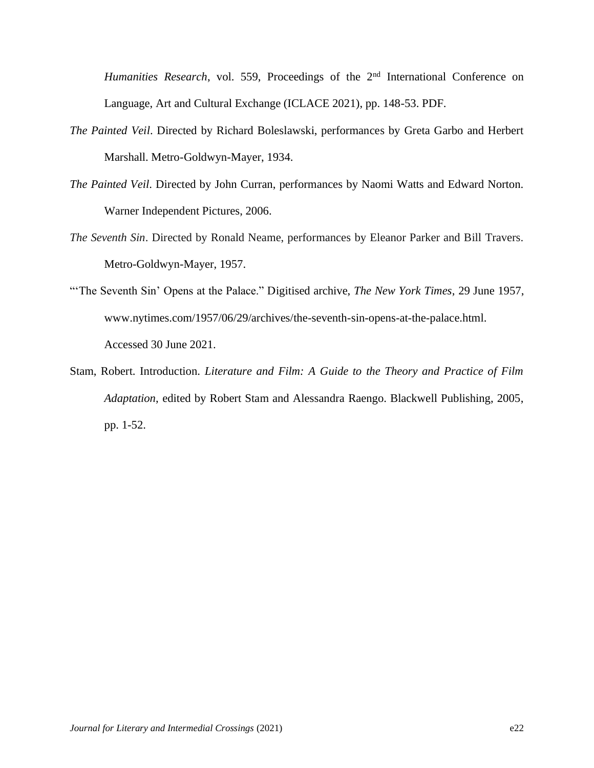*Humanities Research*, vol. 559, Proceedings of the 2nd International Conference on Language, Art and Cultural Exchange (ICLACE 2021), pp. 148-53. PDF.

*The Painted Veil*. Directed by Richard Boleslawski, performances by Greta Garbo and Herbert Marshall. Metro-Goldwyn-Mayer, 1934.

*The Painted Veil*. Directed by John Curran, performances by Naomi Watts and Edward Norton. Warner Independent Pictures, 2006.

*The Seventh Sin*. Directed by Ronald Neame, performances by Eleanor Parker and Bill Travers. Metro-Goldwyn-Mayer, 1957.

"'The Seventh Sin' Opens at the Palace." Digitised archive, *The New York Times*, 29 June 1957, www.nytimes.com/1957/06/29/archives/the-seventh-sin-opens-at-the-palace.html. Accessed 30 June 2021.

Stam, Robert. Introduction. *Literature and Film: A Guide to the Theory and Practice of Film Adaptation*, edited by Robert Stam and Alessandra Raengo. Blackwell Publishing, 2005, pp. 1-52.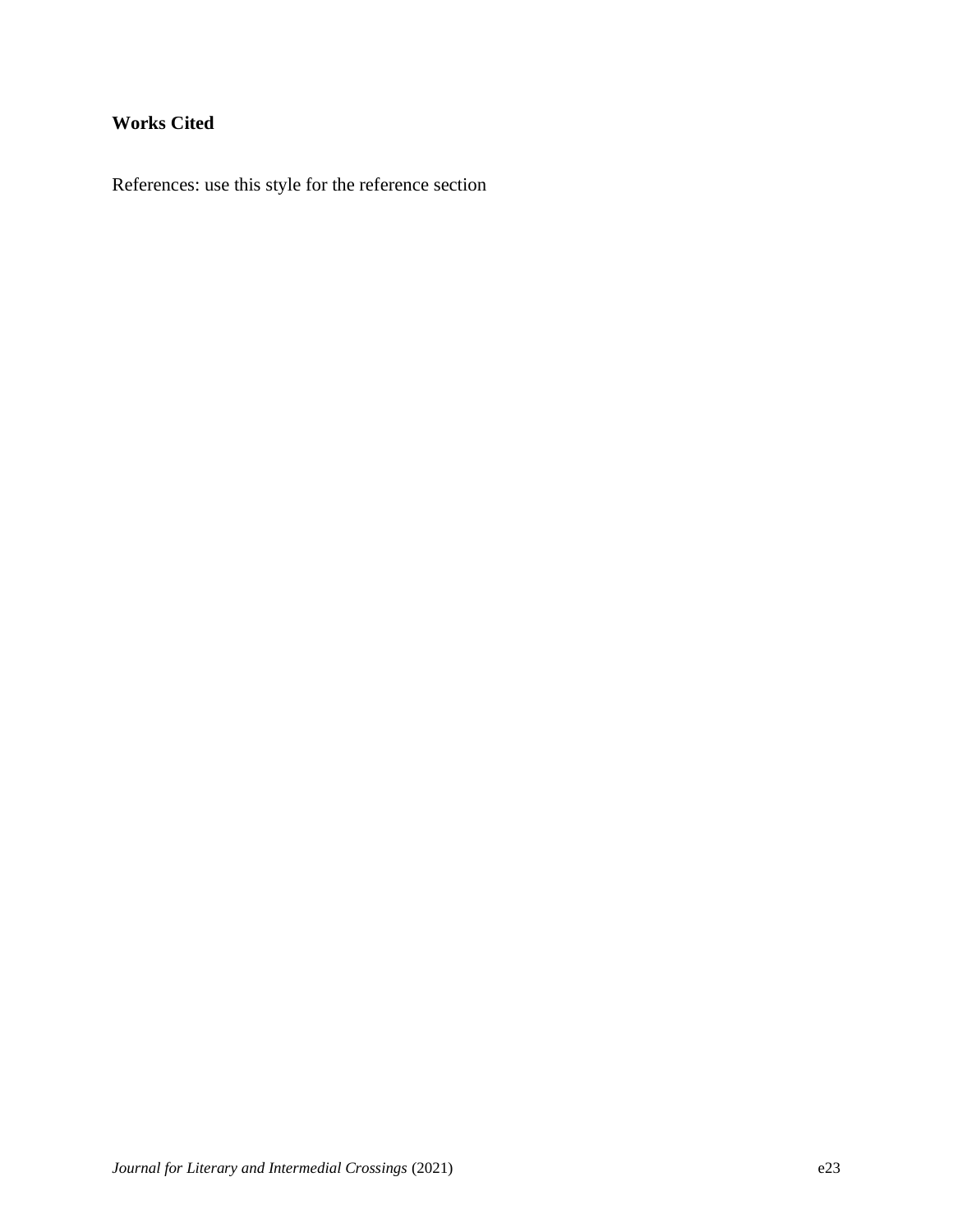## Works Cited

References: use this style for the reference section